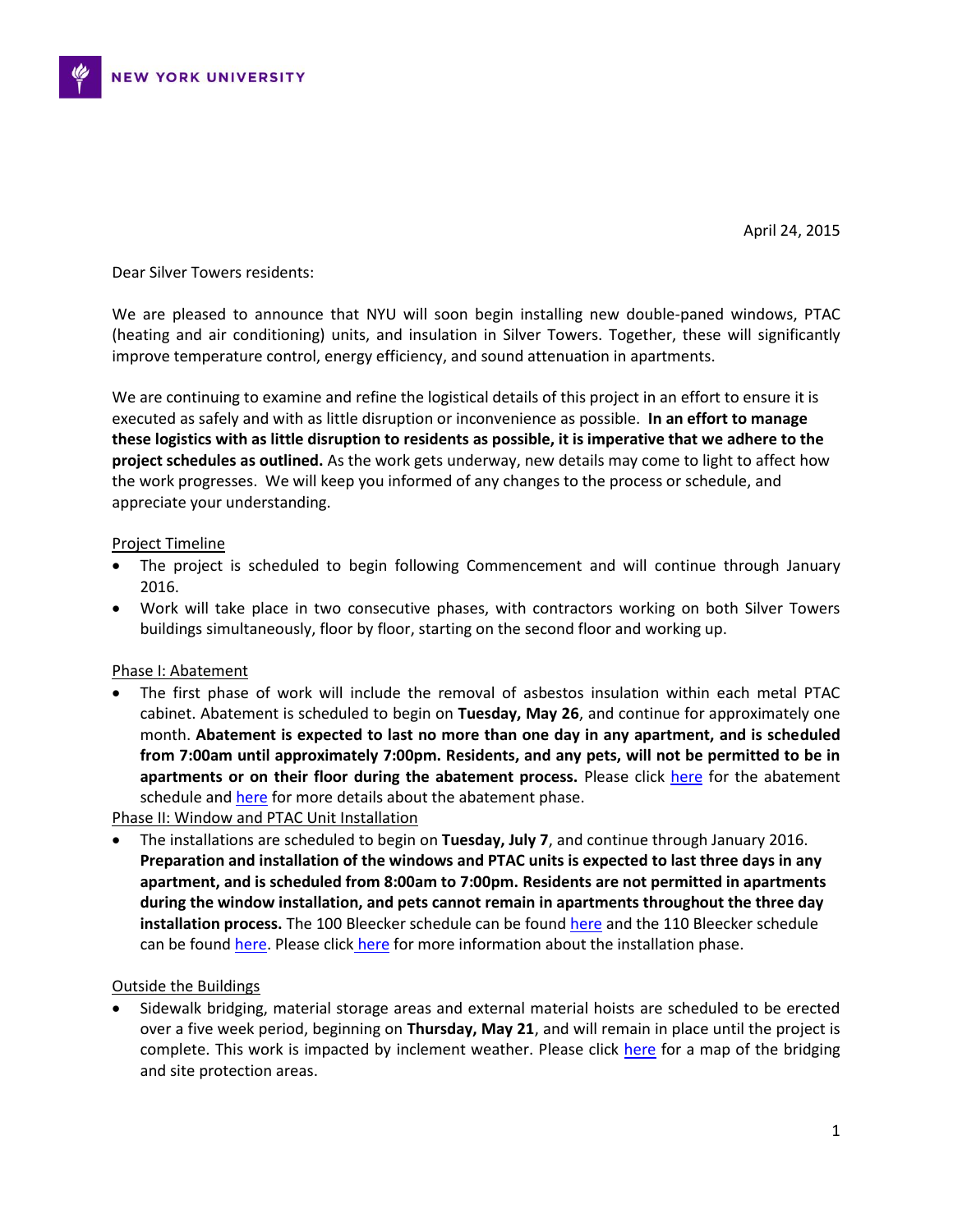NEW YORK UNIVERSITY

April 24, 2015

Dear Silver Towers residents:

We are pleased to announce that NYU will soon begin installing new double-paned windows, PTAC (heating and air conditioning) units, and insulation in Silver Towers. Together, these will significantly improve temperature control, energy efficiency, and sound attenuation in apartments.

We are continuing to examine and refine the logistical details of this project in an effort to ensure it is executed as safely and with as little disruption or inconvenience as possible. **In an effort to manage these logistics with as little disruption to residents as possible, it is imperative that we adhere to the project schedules as outlined.** As the work gets underway, new details may come to light to affect how the work progresses. We will keep you informed of any changes to the process or schedule, and appreciate your understanding.

Project Timeline

- The project is scheduled to begin following Commencement and will continue through January 2016.
- Work will take place in two consecutive phases, with contractors working on both Silver Towers buildings simultaneously, floor by floor, starting on the second floor and working up.

Phase I: Abatement

- The first phase of work will include the removal of asbestos insulation within each metal PTAC cabinet. Abatement is scheduled to begin on **Tuesday, May 26**, and continue for approximately one month. **Abatement is expected to last no more than one day in any apartment, and is scheduled from 7:00am until approximately 7:00pm. Residents, and any pets, will not be permitted to be in apartments or on their floor during the abatement process.** Please click here for the abatement schedule and here for more details about the abatement phase.

Phase II: Window and PTAC Unit Installation

- The installations are scheduled to begin on **Tuesday, July 7**, and continue through January 2016. **Preparation and installation of the windows and PTAC units is expected to last three days in any apartment, and is scheduled from 8:00am to 7:00pm. Residents are not permitted in apartments during the window installation, and pets cannot remain in apartments throughout the three day installation process.** The 100 Bleecker schedule can be found here and the 110 Bleecker schedule can be found here. Please click here for more information about the installation phase.

Outside the Buildings

- Sidewalk bridging, material storage areas and external material hoists are scheduled to be erected over a five week period, beginning on **Thursday, May 21**, and will remain in place until the project is complete. This work is impacted by inclement weather. Please click here for a map of the bridging and site protection areas.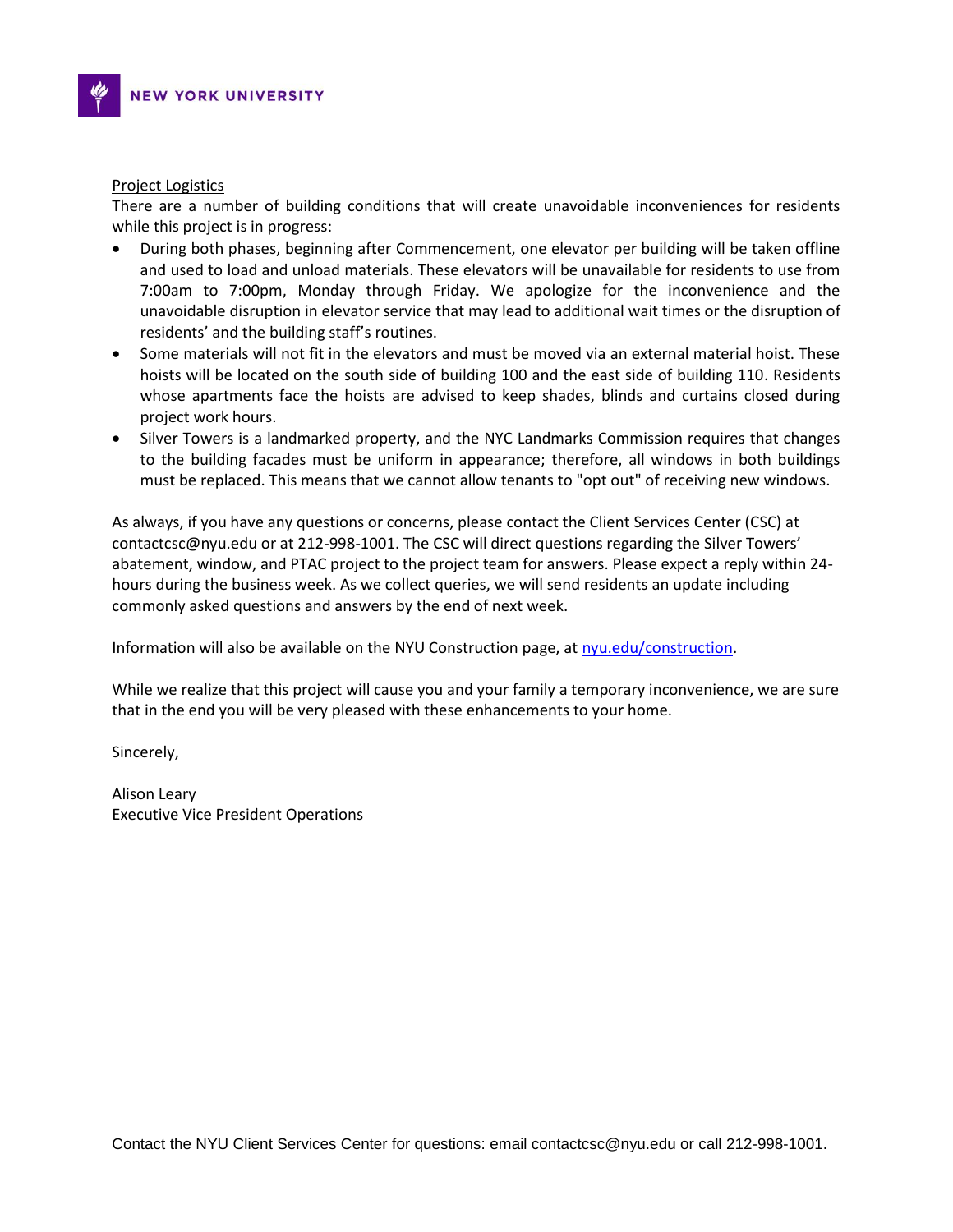Project Logistics

There are a number of building conditions that will create unavoidable inconveniences for residents while this project is in progress:

- During both phases, beginning after Commencement, one elevator per building will be taken offline and used to load and unload materials. These elevators will be unavailable for residents to use from 7:00am to 7:00pm, Monday through Friday. We apologize for the inconvenience and the unavoidable disruption in elevator service that may lead to additional wait times or the disruption of residents' and the building staff's routines.
- Some materials will not fit in the elevators and must be moved via an external material hoist. These hoists will be located on the south side of building 100 and the east side of building 110. Residents whose apartments face the hoists are advised to keep shades, blinds and curtains closed during project work hours.
- Silver Towers is a landmarked property, and the NYC Landmarks Commission requires that changes to the building facades must be uniform in appearance; therefore, all windows in both buildings must be replaced. This means that we cannot allow tenants to "opt out" of receiving new windows.

As always, if you have any questions or concerns, please contact the Client Services Center (CSC) at contactcsc@nyu.edu or at 212-998-1001. The CSC will direct questions regarding the Silver Towers' abatement, window, and PTAC project to the project team for answers. Please expect a reply within 24-hours during the business week. As we collect queries, we will send residents an update including commonly asked questions and answers by the end of next week.

Information will also be available on the NYU Construction page, at [nyu.edu/construction](nyu.edu/construction).

While we realize that this project will cause you and your family a temporary inconvenience, we are sure that in the end you will be very pleased with these enhancements to your home.

Sincerely,

Alison Leary
Executive Vice President Operations